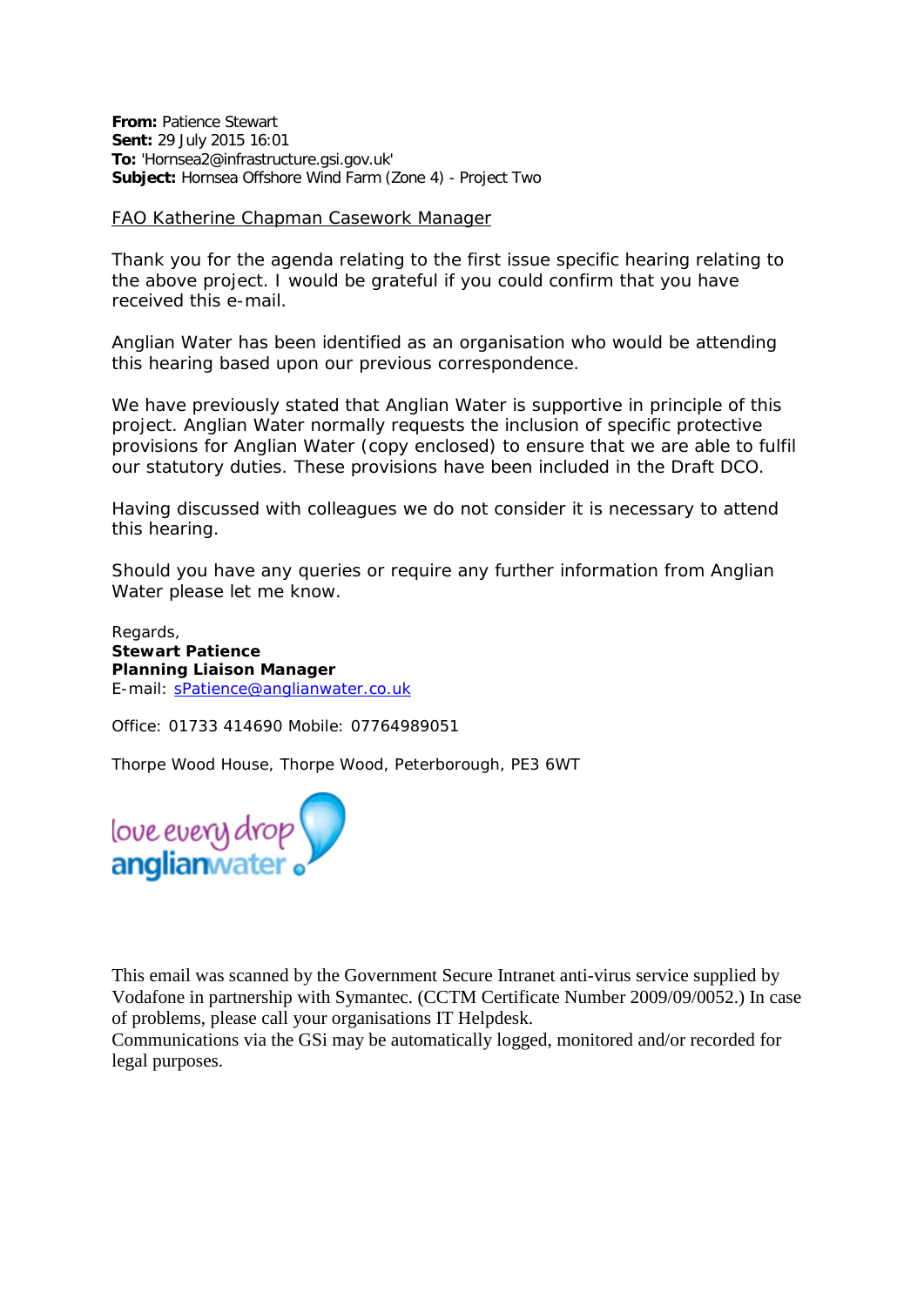**From:** Patience Stewart
**Sent:** 29 July 2015 16:01
**To:** 'Hornsea2@infrastructure.gsi.gov.uk'
**Subject:** Hornsea Offshore Wind Farm (Zone 4) - Project Two

FAO Katherine Chapman Casework Manager

Thank you for the agenda relating to the first issue specific hearing relating to the above project. I would be grateful if you could confirm that you have received this e-mail.

Anglian Water has been identified as an organisation who would be attending this hearing based upon our previous correspondence.

We have previously stated that Anglian Water is supportive in principle of this project. Anglian Water normally requests the inclusion of specific protective provisions for Anglian Water (copy enclosed) to ensure that we are able to fulfil our statutory duties. These provisions have been included in the Draft DCO.

Having discussed with colleagues we do not consider it is necessary to attend this hearing.

Should you have any queries or require any further information from Anglian Water please let me know.

Regards,
**Stewart Patience**
**Planning Liaison Manager**
E-mail: sPatience@anglianwater.co.uk

Office: 01733 414690 Mobile: 07764989051

Thorpe Wood House, Thorpe Wood, Peterborough, PE3 6WT

love every drop
anglianwater

This email was scanned by the Government Secure Intranet anti-virus service supplied by Vodafone in partnership with Symantec. (CCTM Certificate Number 2009/09/0052.) In case of problems, please call your organisations IT Helpdesk.
Communications via the GSi may be automatically logged, monitored and/or recorded for legal purposes.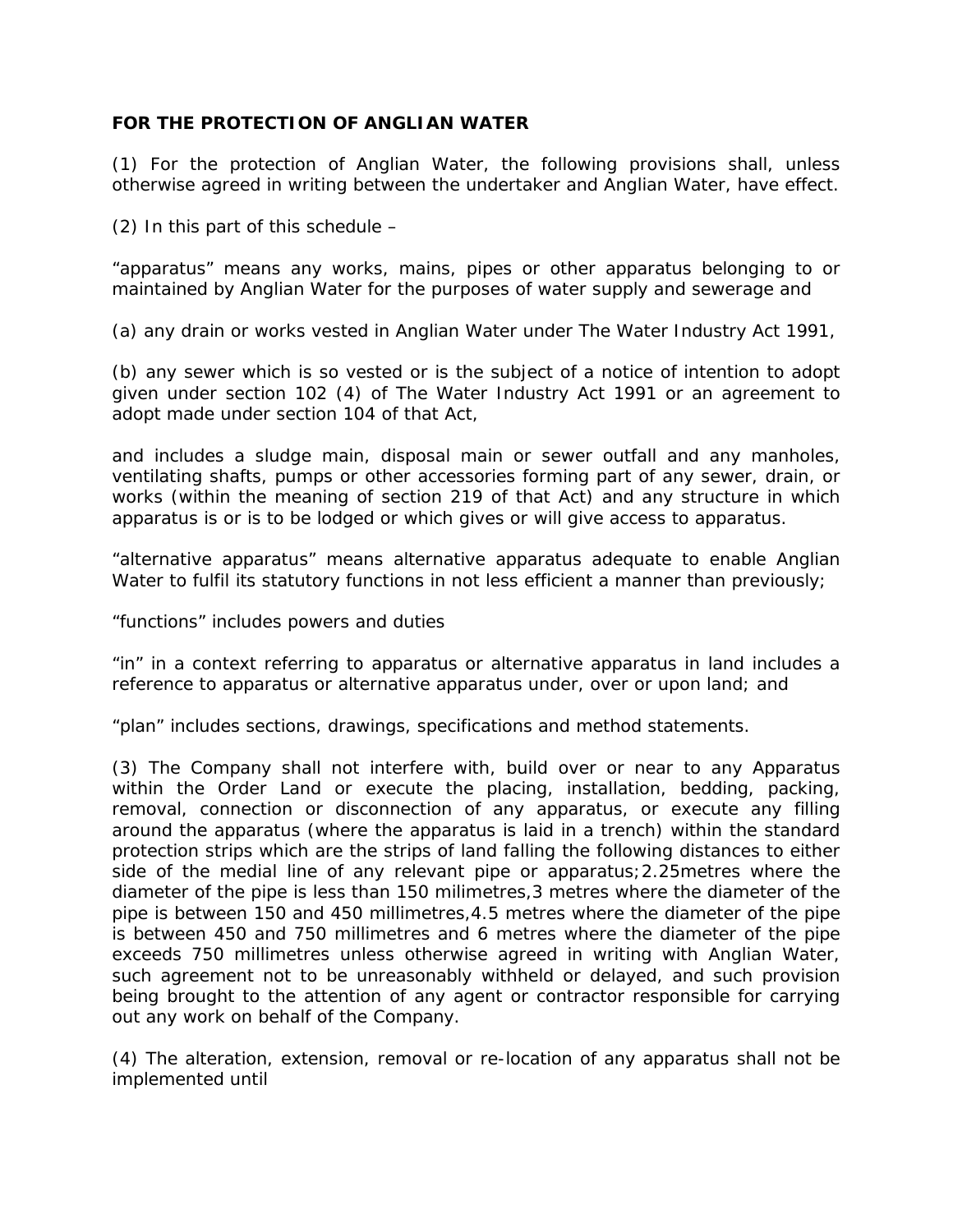**FOR THE PROTECTION OF ANGLIAN WATER**

(1) For the protection of Anglian Water, the following provisions shall, unless otherwise agreed in writing between the undertaker and Anglian Water, have effect.

(2) In this part of this schedule –

"apparatus" means any works, mains, pipes or other apparatus belonging to or maintained by Anglian Water for the purposes of water supply and sewerage and

(a) any drain or works vested in Anglian Water under The Water Industry Act 1991,

(b) any sewer which is so vested or is the subject of a notice of intention to adopt given under section 102 (4) of The Water Industry Act 1991 or an agreement to adopt made under section 104 of that Act,

and includes a sludge main, disposal main or sewer outfall and any manholes, ventilating shafts, pumps or other accessories forming part of any sewer, drain, or works (within the meaning of section 219 of that Act) and any structure in which apparatus is or is to be lodged or which gives or will give access to apparatus.

"alternative apparatus" means alternative apparatus adequate to enable Anglian Water to fulfil its statutory functions in not less efficient a manner than previously;

"functions" includes powers and duties

"in" in a context referring to apparatus or alternative apparatus in land includes a reference to apparatus or alternative apparatus under, over or upon land; and

"plan" includes sections, drawings, specifications and method statements.

(3) The Company shall not interfere with, build over or near to any Apparatus within the Order Land or execute the placing, installation, bedding, packing, removal, connection or disconnection of any apparatus, or execute any filling around the apparatus (where the apparatus is laid in a trench) within the standard protection strips which are the strips of land falling the following distances to either side of the medial line of any relevant pipe or apparatus;2.25metres where the diameter of the pipe is less than 150 milimetres,3 metres where the diameter of the pipe is between 150 and 450 millimetres,4.5 metres where the diameter of the pipe is between 450 and 750 millimetres and 6 metres where the diameter of the pipe exceeds 750 millimetres unless otherwise agreed in writing with Anglian Water, such agreement not to be unreasonably withheld or delayed, and such provision being brought to the attention of any agent or contractor responsible for carrying out any work on behalf of the Company.

(4) The alteration, extension, removal or re-location of any apparatus shall not be implemented until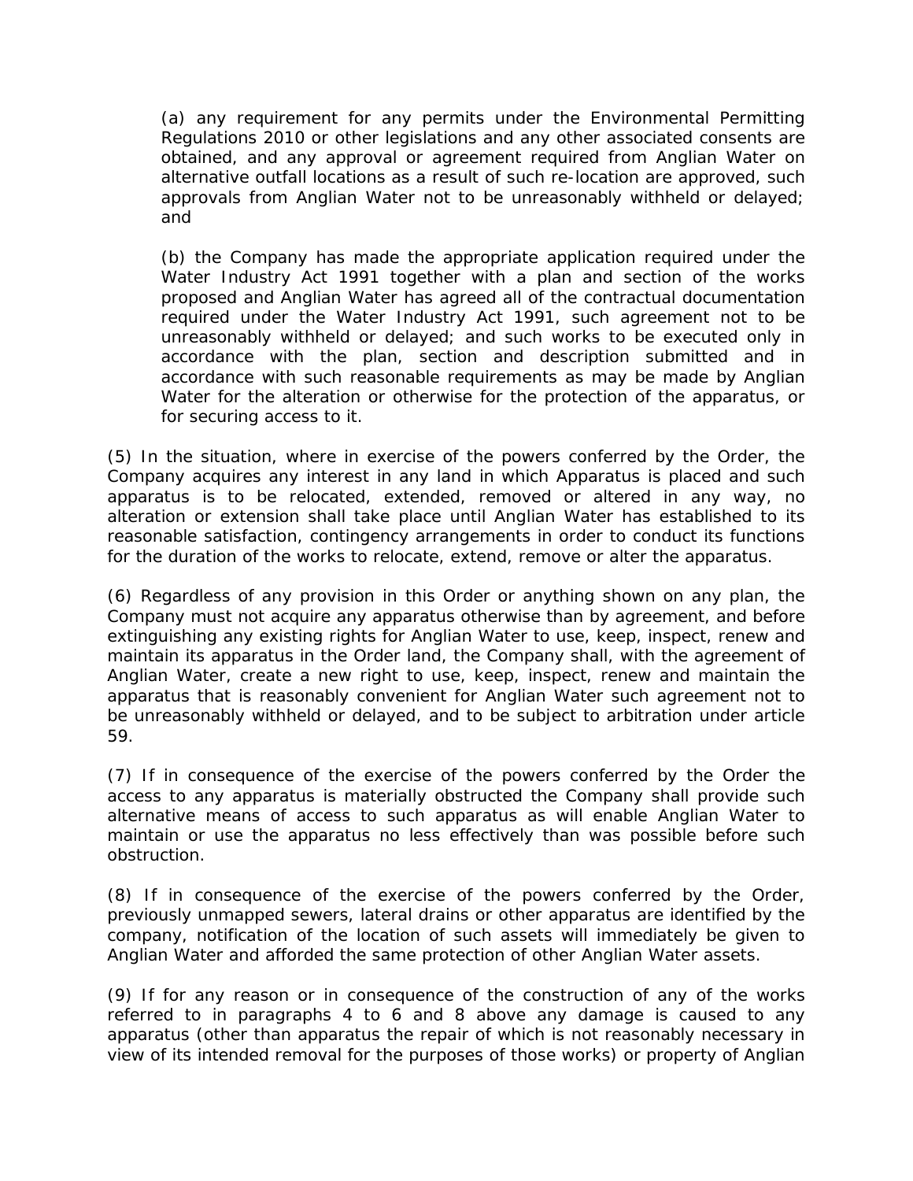(a) any requirement for any permits under the Environmental Permitting Regulations 2010 or other legislations and any other associated consents are obtained, and any approval or agreement required from Anglian Water on alternative outfall locations as a result of such re-location are approved, such approvals from Anglian Water not to be unreasonably withheld or delayed; and

(b) the Company has made the appropriate application required under the Water Industry Act 1991 together with a plan and section of the works proposed and Anglian Water has agreed all of the contractual documentation required under the Water Industry Act 1991, such agreement not to be unreasonably withheld or delayed; and such works to be executed only in accordance with the plan, section and description submitted and in accordance with such reasonable requirements as may be made by Anglian Water for the alteration or otherwise for the protection of the apparatus, or for securing access to it.

(5) In the situation, where in exercise of the powers conferred by the Order, the Company acquires any interest in any land in which Apparatus is placed and such apparatus is to be relocated, extended, removed or altered in any way, no alteration or extension shall take place until Anglian Water has established to its reasonable satisfaction, contingency arrangements in order to conduct its functions for the duration of the works to relocate, extend, remove or alter the apparatus.

(6) Regardless of any provision in this Order or anything shown on any plan, the Company must not acquire any apparatus otherwise than by agreement, and before extinguishing any existing rights for Anglian Water to use, keep, inspect, renew and maintain its apparatus in the Order land, the Company shall, with the agreement of Anglian Water, create a new right to use, keep, inspect, renew and maintain the apparatus that is reasonably convenient for Anglian Water such agreement not to be unreasonably withheld or delayed, and to be subject to arbitration under article 59.

(7) If in consequence of the exercise of the powers conferred by the Order the access to any apparatus is materially obstructed the Company shall provide such alternative means of access to such apparatus as will enable Anglian Water to maintain or use the apparatus no less effectively than was possible before such obstruction.

(8) If in consequence of the exercise of the powers conferred by the Order, previously unmapped sewers, lateral drains or other apparatus are identified by the company, notification of the location of such assets will immediately be given to Anglian Water and afforded the same protection of other Anglian Water assets.

(9) If for any reason or in consequence of the construction of any of the works referred to in paragraphs 4 to 6 and 8 above any damage is caused to any apparatus (other than apparatus the repair of which is not reasonably necessary in view of its intended removal for the purposes of those works) or property of Anglian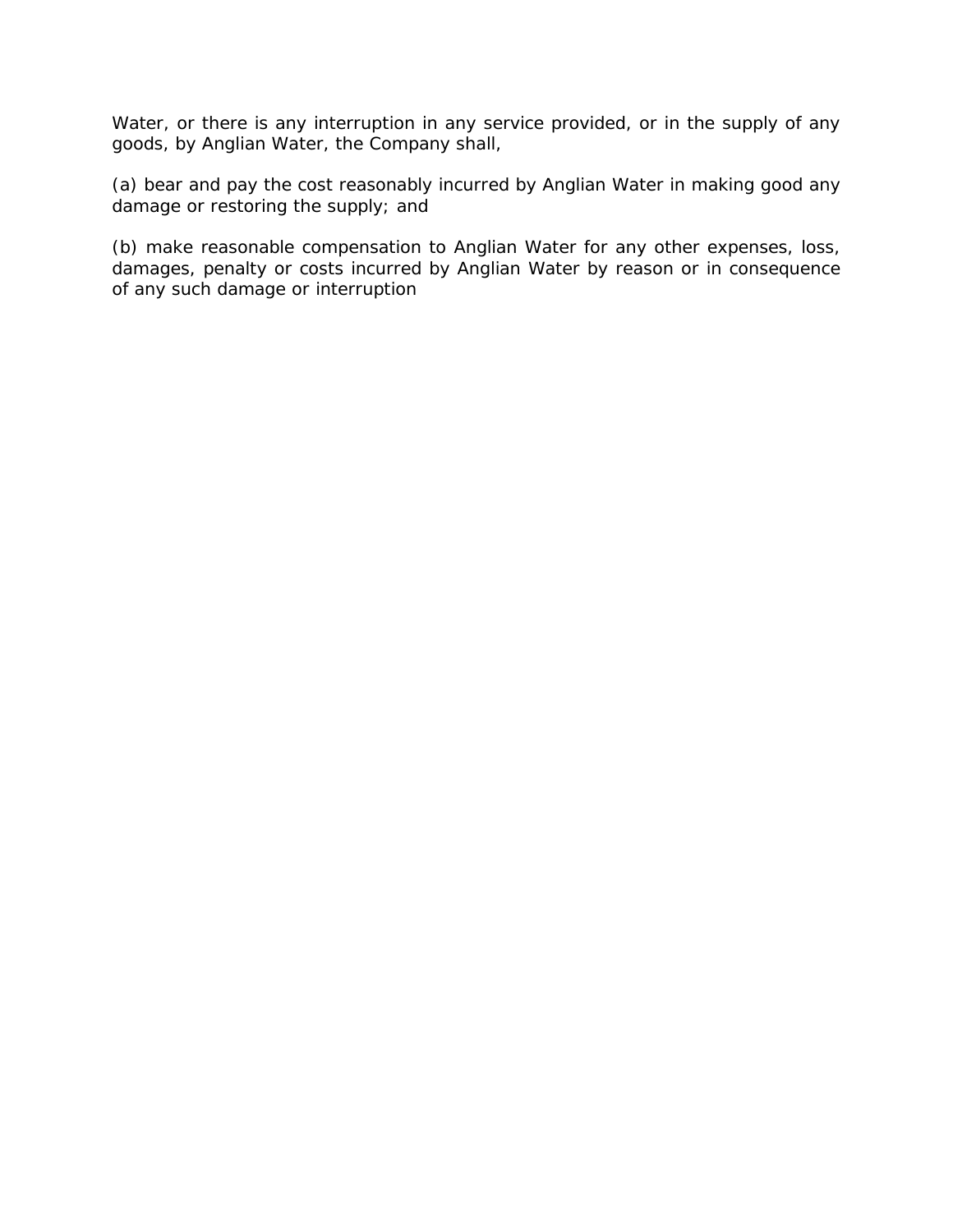Water, or there is any interruption in any service provided, or in the supply of any goods, by Anglian Water, the Company shall,

(a) bear and pay the cost reasonably incurred by Anglian Water in making good any damage or restoring the supply; and

(b) make reasonable compensation to Anglian Water for any other expenses, loss, damages, penalty or costs incurred by Anglian Water by reason or in consequence of any such damage or interruption